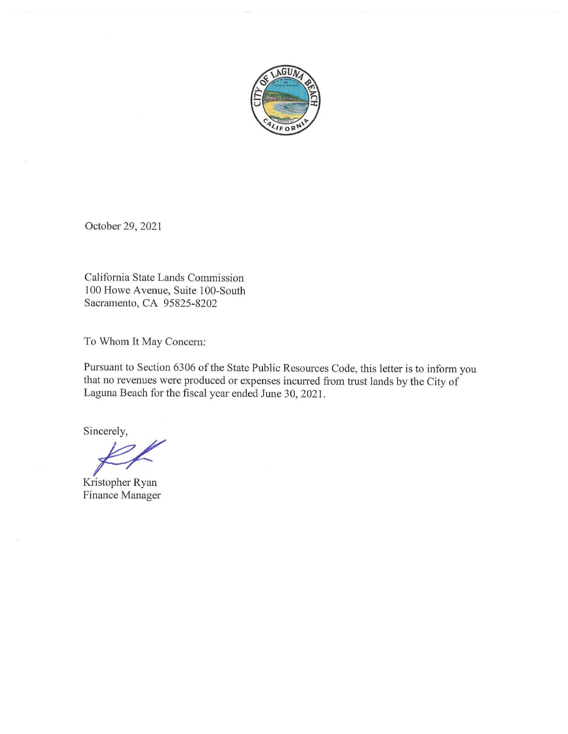October 29, 2021

California State Lands Commission
100 Howe Avenue, Suite 100-South
Sacramento, CA 95825-8202

To Whom It May Concern:

Pursuant to Section 6306 of the State Public Resources Code, this letter is to inform you that no revenues were produced or expenses incurred from trust lands by the City of Laguna Beach for the fiscal year ended June 30, 2021.

Sincerely,

Kristopher Ryan
Finance Manager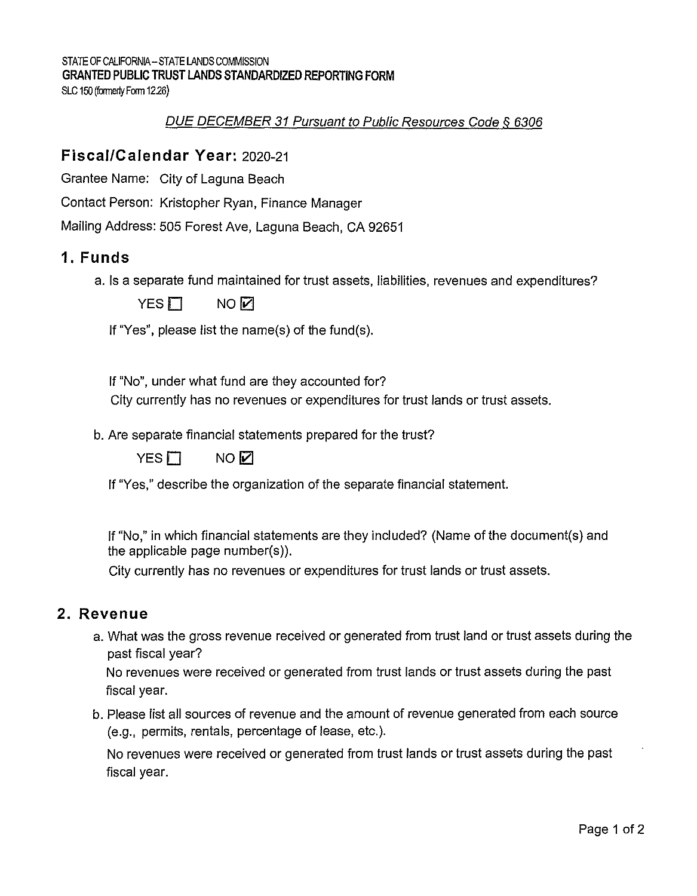STATE OF CALIFORNIA – STATE LANDS COMMISSION
**GRANTED PUBLIC TRUST LANDS STANDARDIZED REPORTING FORM**
SLC 150 (formerly Form 12.26)

*DUE DECEMBER 31 Pursuant to Public Resources Code § 6306*

## Fiscal/Calendar Year: 2020-21

Grantee Name: City of Laguna Beach

Contact Person: Kristopher Ryan, Finance Manager

Mailing Address: 505 Forest Ave, Laguna Beach, CA 92651

## 1. Funds

a. Is a separate fund maintained for trust assets, liabilities, revenues and expenditures?

YES ☐ NO ☑

If "Yes", please list the name(s) of the fund(s).

If "No", under what fund are they accounted for?
City currently has no revenues or expenditures for trust lands or trust assets.

b. Are separate financial statements prepared for the trust?

YES ☐ NO ☑

If "Yes," describe the organization of the separate financial statement.

If "No," in which financial statements are they included? (Name of the document(s) and the applicable page number(s)).
City currently has no revenues or expenditures for trust lands or trust assets.

## 2. Revenue

a. What was the gross revenue received or generated from trust land or trust assets during the past fiscal year?
No revenues were received or generated from trust lands or trust assets during the past fiscal year.

b. Please list all sources of revenue and the amount of revenue generated from each source (e.g., permits, rentals, percentage of lease, etc.).
No revenues were received or generated from trust lands or trust assets during the past fiscal year.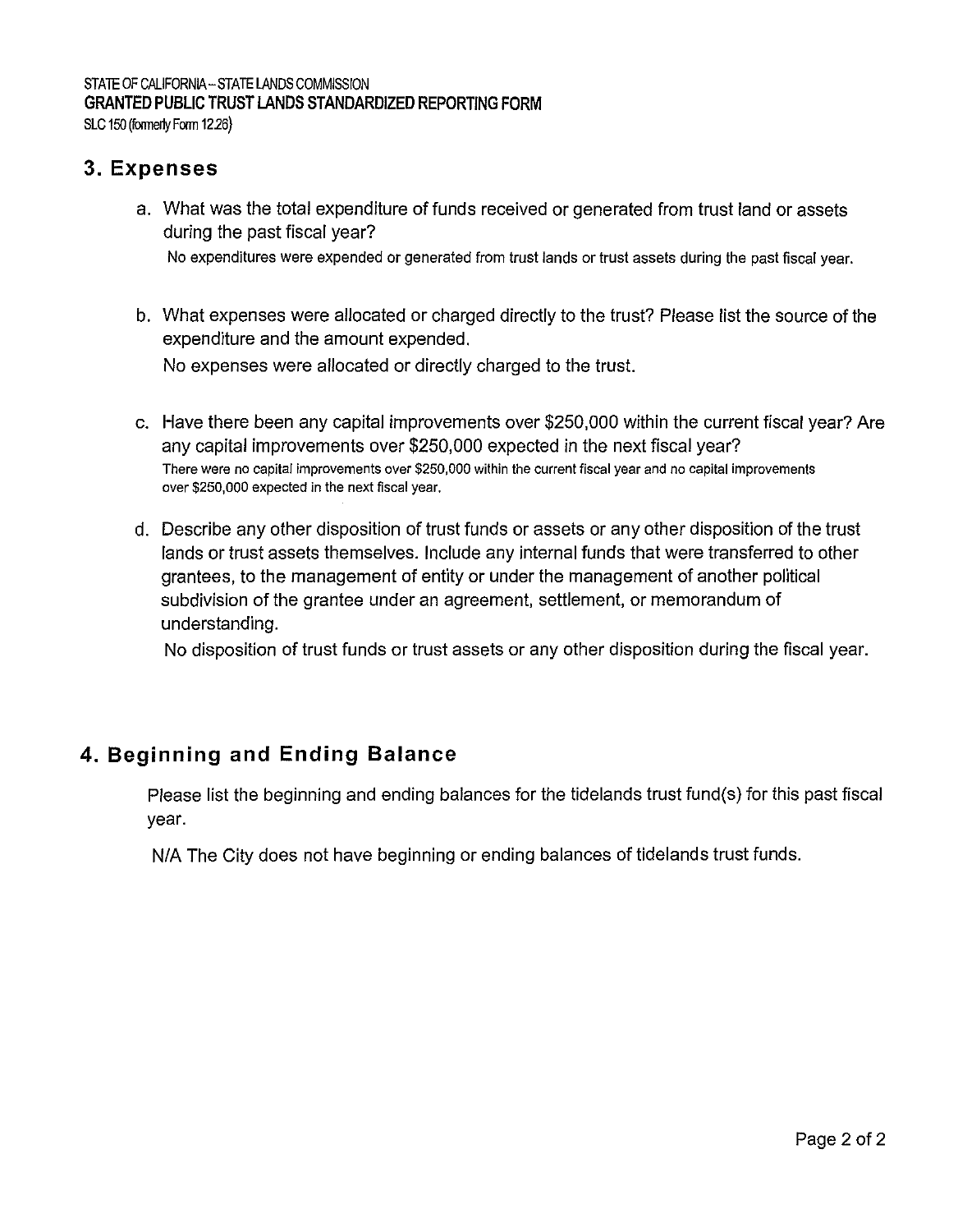## 3. Expenses

a. What was the total expenditure of funds received or generated from trust land or assets during the past fiscal year?

   No expenditures were expended or generated from trust lands or trust assets during the past fiscal year.

b. What expenses were allocated or charged directly to the trust? Please list the source of the expenditure and the amount expended.

   No expenses were allocated or directly charged to the trust.

c. Have there been any capital improvements over $250,000 within the current fiscal year? Are any capital improvements over $250,000 expected in the next fiscal year?

   There were no capital improvements over $250,000 within the current fiscal year and no capital improvements over $250,000 expected in the next fiscal year.

d. Describe any other disposition of trust funds or assets or any other disposition of the trust lands or trust assets themselves. Include any internal funds that were transferred to other grantees, to the management of entity or under the management of another political subdivision of the grantee under an agreement, settlement, or memorandum of understanding.

   No disposition of trust funds or trust assets or any other disposition during the fiscal year.

## 4. Beginning and Ending Balance

Please list the beginning and ending balances for the tidelands trust fund(s) for this past fiscal year.

N/A The City does not have beginning or ending balances of tidelands trust funds.